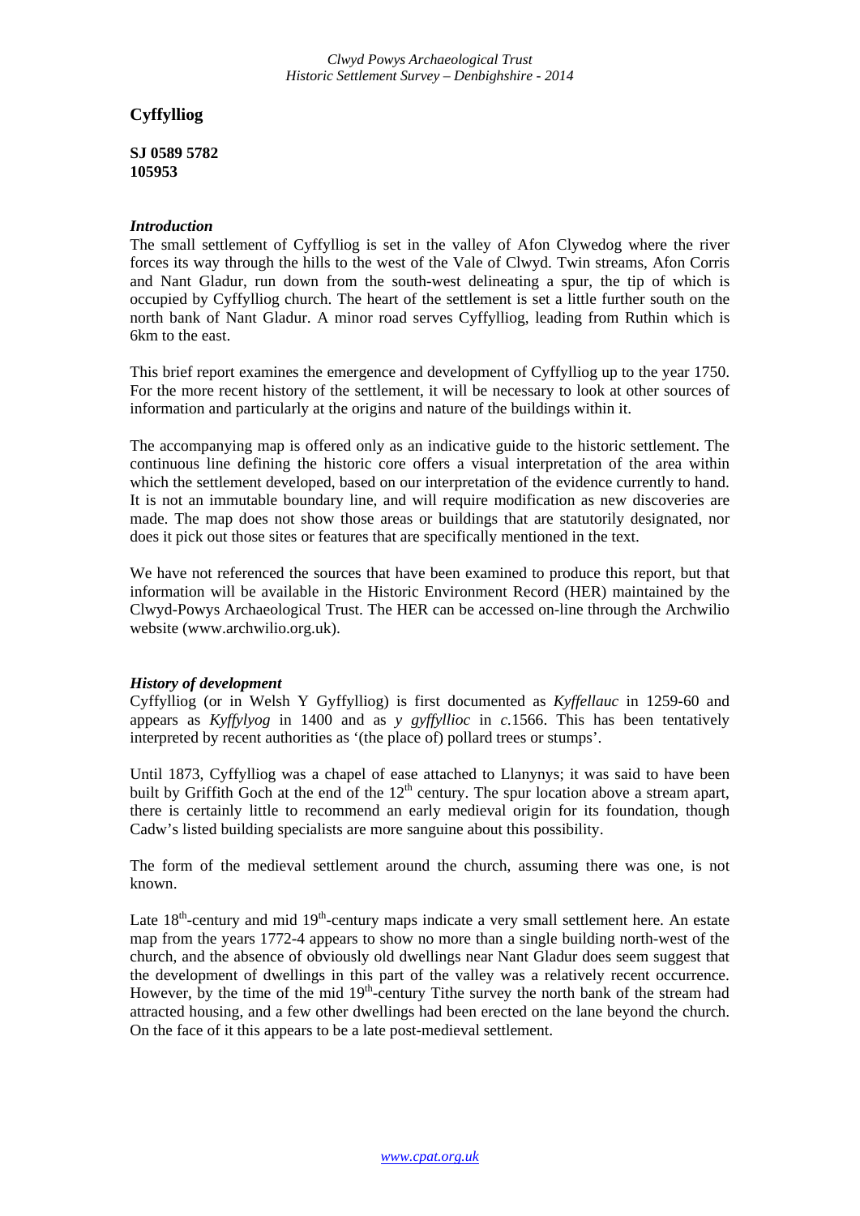## Cyffylliog

**SJ 0589 5782**
**105953**

### *Introduction*

The small settlement of Cyffylliog is set in the valley of Afon Clywedog where the river forces its way through the hills to the west of the Vale of Clwyd. Twin streams, Afon Corris and Nant Gladur, run down from the south-west delineating a spur, the tip of which is occupied by Cyffylliog church. The heart of the settlement is set a little further south on the north bank of Nant Gladur. A minor road serves Cyffylliog, leading from Ruthin which is 6km to the east.

This brief report examines the emergence and development of Cyffylliog up to the year 1750. For the more recent history of the settlement, it will be necessary to look at other sources of information and particularly at the origins and nature of the buildings within it.

The accompanying map is offered only as an indicative guide to the historic settlement. The continuous line defining the historic core offers a visual interpretation of the area within which the settlement developed, based on our interpretation of the evidence currently to hand. It is not an immutable boundary line, and will require modification as new discoveries are made. The map does not show those areas or buildings that are statutorily designated, nor does it pick out those sites or features that are specifically mentioned in the text.

We have not referenced the sources that have been examined to produce this report, but that information will be available in the Historic Environment Record (HER) maintained by the Clwyd-Powys Archaeological Trust. The HER can be accessed on-line through the Archwilio website (www.archwilio.org.uk).

### *History of development*

Cyffylliog (or in Welsh Y Gyffylliog) is first documented as *Kyffellauc* in 1259-60 and appears as *Kyffylyog* in 1400 and as *y gyffyllioc* in *c.*1566. This has been tentatively interpreted by recent authorities as '(the place of) pollard trees or stumps'.

Until 1873, Cyffylliog was a chapel of ease attached to Llanynys; it was said to have been built by Griffith Goch at the end of the 12th century. The spur location above a stream apart, there is certainly little to recommend an early medieval origin for its foundation, though Cadw's listed building specialists are more sanguine about this possibility.

The form of the medieval settlement around the church, assuming there was one, is not known.

Late 18th-century and mid 19th-century maps indicate a very small settlement here. An estate map from the years 1772-4 appears to show no more than a single building north-west of the church, and the absence of obviously old dwellings near Nant Gladur does seem suggest that the development of dwellings in this part of the valley was a relatively recent occurrence. However, by the time of the mid 19th-century Tithe survey the north bank of the stream had attracted housing, and a few other dwellings had been erected on the lane beyond the church. On the face of it this appears to be a late post-medieval settlement.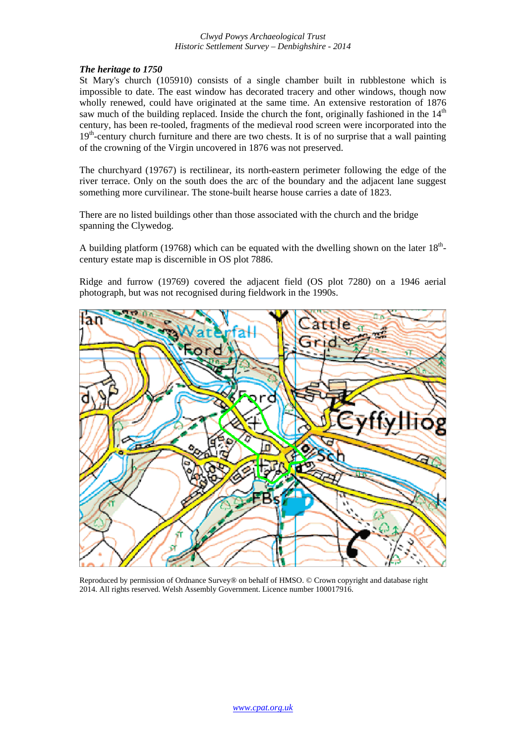### *The heritage to 1750*

St Mary's church (105910) consists of a single chamber built in rubblestone which is impossible to date. The east window has decorated tracery and other windows, though now wholly renewed, could have originated at the same time. An extensive restoration of 1876 saw much of the building replaced. Inside the church the font, originally fashioned in the 14th century, has been re-tooled, fragments of the medieval rood screen were incorporated into the 19th-century church furniture and there are two chests. It is of no surprise that a wall painting of the crowning of the Virgin uncovered in 1876 was not preserved.

The churchyard (19767) is rectilinear, its north-eastern perimeter following the edge of the river terrace. Only on the south does the arc of the boundary and the adjacent lane suggest something more curvilinear. The stone-built hearse house carries a date of 1823.

There are no listed buildings other than those associated with the church and the bridge spanning the Clywedog.

A building platform (19768) which can be equated with the dwelling shown on the later 18th-century estate map is discernible in OS plot 7886.

Ridge and furrow (19769) covered the adjacent field (OS plot 7280) on a 1946 aerial photograph, but was not recognised during fieldwork in the 1990s.

Reproduced by permission of Ordnance Survey® on behalf of HMSO. © Crown copyright and database right 2014. All rights reserved. Welsh Assembly Government. Licence number 100017916.